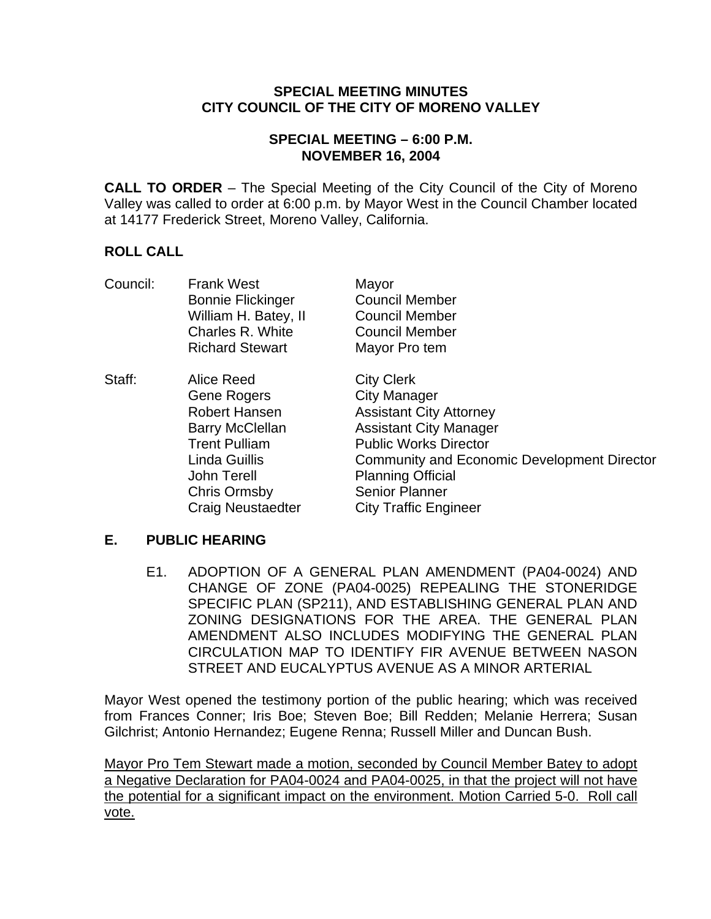**SPECIAL MEETING MINUTES**
**CITY COUNCIL OF THE CITY OF MORENO VALLEY**

**SPECIAL MEETING – 6:00 P.M.**
**NOVEMBER 16, 2004**

**CALL TO ORDER** – The Special Meeting of the City Council of the City of Moreno Valley was called to order at 6:00 p.m. by Mayor West in the Council Chamber located at 14177 Frederick Street, Moreno Valley, California.

**ROLL CALL**

| | | |
|---|---|---|
| Council: | Frank West | Mayor |
| | Bonnie Flickinger | Council Member |
| | William H. Batey, II | Council Member |
| | Charles R. White | Council Member |
| | Richard Stewart | Mayor Pro tem |
| Staff: | Alice Reed | City Clerk |
| | Gene Rogers | City Manager |
| | Robert Hansen | Assistant City Attorney |
| | Barry McClellan | Assistant City Manager |
| | Trent Pulliam | Public Works Director |
| | Linda Guillis | Community and Economic Development Director |
| | John Terell | Planning Official |
| | Chris Ormsby | Senior Planner |
| | Craig Neustaedter | City Traffic Engineer |

## E. PUBLIC HEARING

E1. ADOPTION OF A GENERAL PLAN AMENDMENT (PA04-0024) AND CHANGE OF ZONE (PA04-0025) REPEALING THE STONERIDGE SPECIFIC PLAN (SP211), AND ESTABLISHING GENERAL PLAN AND ZONING DESIGNATIONS FOR THE AREA. THE GENERAL PLAN AMENDMENT ALSO INCLUDES MODIFYING THE GENERAL PLAN CIRCULATION MAP TO IDENTIFY FIR AVENUE BETWEEN NASON STREET AND EUCALYPTUS AVENUE AS A MINOR ARTERIAL

Mayor West opened the testimony portion of the public hearing; which was received from Frances Conner; Iris Boe; Steven Boe; Bill Redden; Melanie Herrera; Susan Gilchrist; Antonio Hernandez; Eugene Renna; Russell Miller and Duncan Bush.

<u>Mayor Pro Tem Stewart made a motion, seconded by Council Member Batey to adopt a Negative Declaration for PA04-0024 and PA04-0025, in that the project will not have the potential for a significant impact on the environment. Motion Carried 5-0. Roll call vote.</u>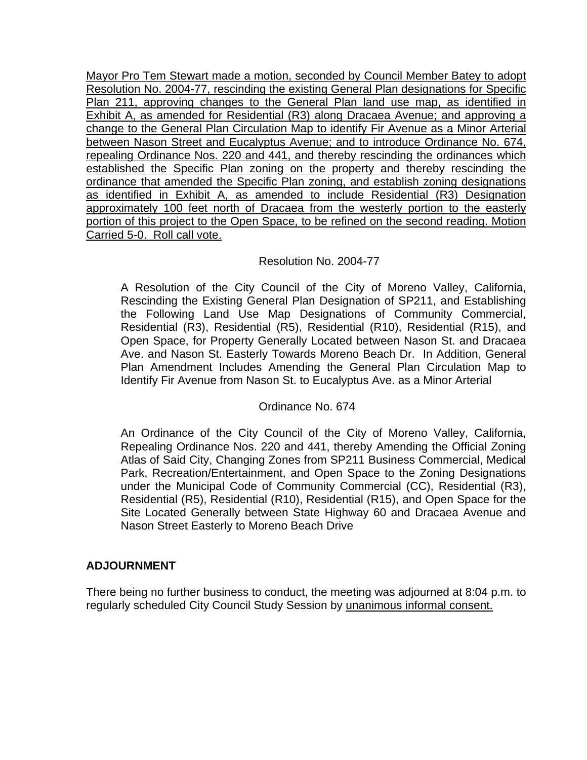Mayor Pro Tem Stewart made a motion, seconded by Council Member Batey to adopt Resolution No. 2004-77, rescinding the existing General Plan designations for Specific Plan 211, approving changes to the General Plan land use map, as identified in Exhibit A, as amended for Residential (R3) along Dracaea Avenue; and approving a change to the General Plan Circulation Map to identify Fir Avenue as a Minor Arterial between Nason Street and Eucalyptus Avenue; and to introduce Ordinance No. 674, repealing Ordinance Nos. 220 and 441, and thereby rescinding the ordinances which established the Specific Plan zoning on the property and thereby rescinding the ordinance that amended the Specific Plan zoning, and establish zoning designations as identified in Exhibit A, as amended to include Residential (R3) Designation approximately 100 feet north of Dracaea from the westerly portion to the easterly portion of this project to the Open Space, to be refined on the second reading. Motion Carried 5-0. Roll call vote.

Resolution No. 2004-77

A Resolution of the City Council of the City of Moreno Valley, California, Rescinding the Existing General Plan Designation of SP211, and Establishing the Following Land Use Map Designations of Community Commercial, Residential (R3), Residential (R5), Residential (R10), Residential (R15), and Open Space, for Property Generally Located between Nason St. and Dracaea Ave. and Nason St. Easterly Towards Moreno Beach Dr. In Addition, General Plan Amendment Includes Amending the General Plan Circulation Map to Identify Fir Avenue from Nason St. to Eucalyptus Ave. as a Minor Arterial

Ordinance No. 674

An Ordinance of the City Council of the City of Moreno Valley, California, Repealing Ordinance Nos. 220 and 441, thereby Amending the Official Zoning Atlas of Said City, Changing Zones from SP211 Business Commercial, Medical Park, Recreation/Entertainment, and Open Space to the Zoning Designations under the Municipal Code of Community Commercial (CC), Residential (R3), Residential (R5), Residential (R10), Residential (R15), and Open Space for the Site Located Generally between State Highway 60 and Dracaea Avenue and Nason Street Easterly to Moreno Beach Drive

**ADJOURNMENT**

There being no further business to conduct, the meeting was adjourned at 8:04 p.m. to regularly scheduled City Council Study Session by unanimous informal consent.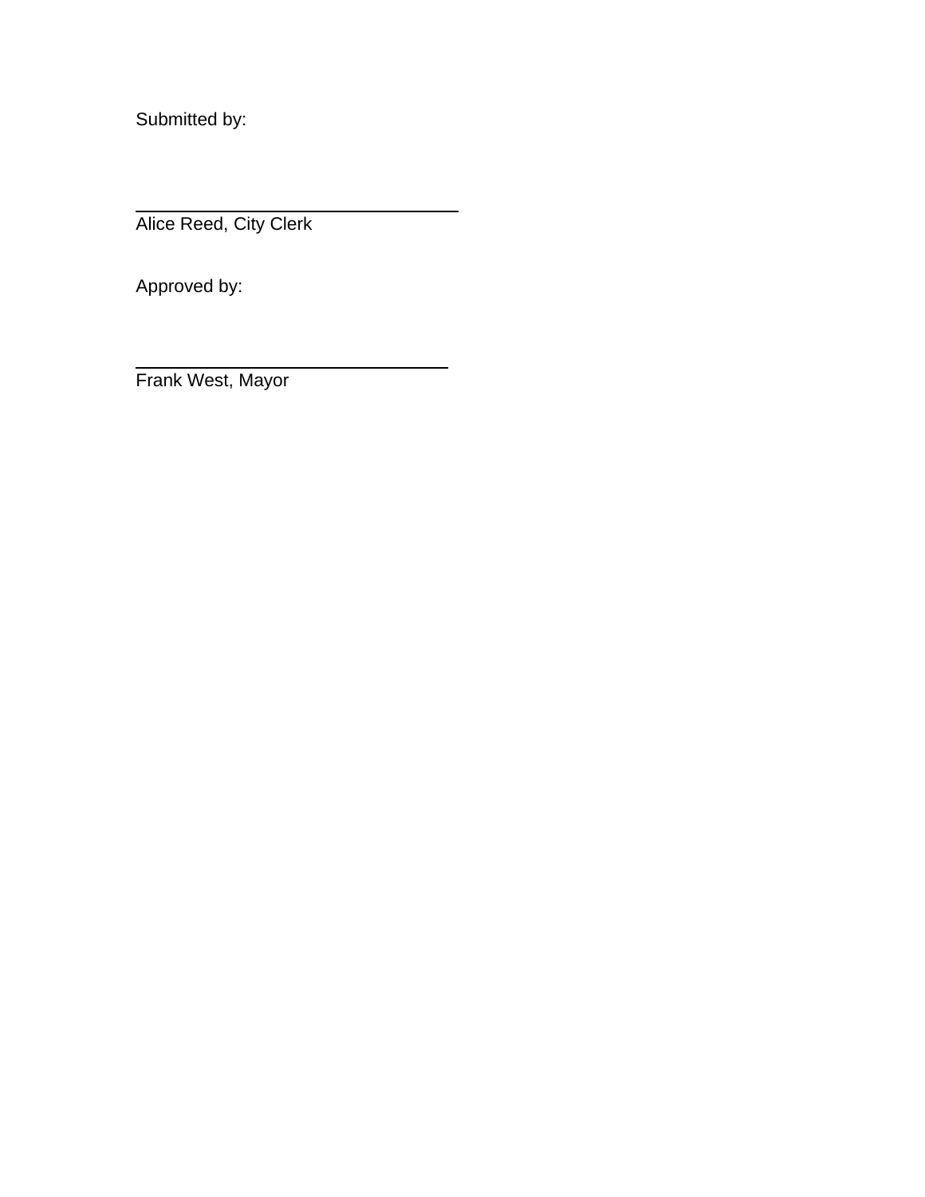Submitted by:

\_\_\_\_\_\_\_\_\_\_\_\_\_\_\_\_\_\_\_\_\_\_\_\_\_\_\_\_\_\_\_\_

Alice Reed, City Clerk

Approved by:

\_\_\_\_\_\_\_\_\_\_\_\_\_\_\_\_\_\_\_\_\_\_\_\_\_\_\_\_\_\_\_\_

Frank West, Mayor